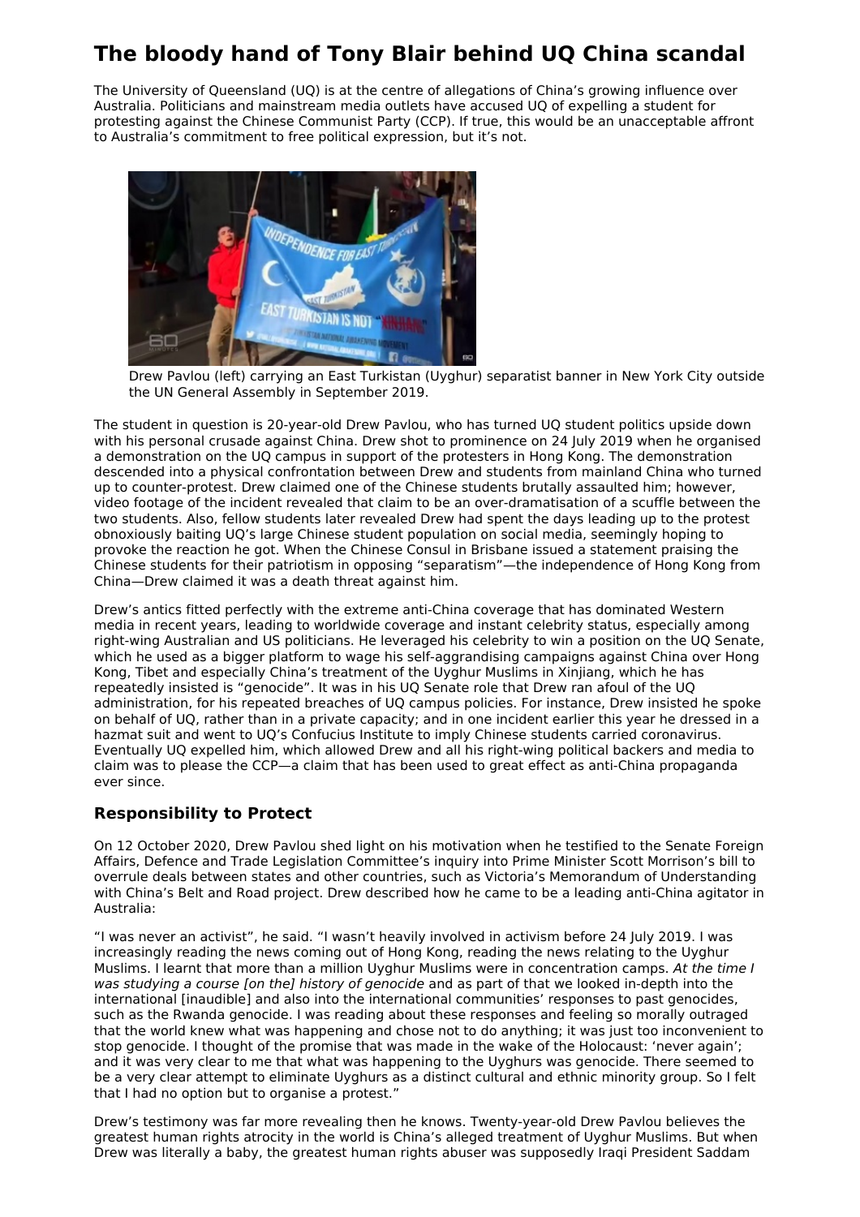# The bloody hand of Tony Blair behind UQ China scandal

The University of Queensland (UQ) is at the centre of allegations of China's growing influence over Australia. Politicians and mainstream media outlets have accused UQ of expelling a student for protesting against the Chinese Communist Party (CCP). If true, this would be an unacceptable affront to Australia's commitment to free political expression, but it's not.

Drew Pavlou (left) carrying an East Turkistan (Uyghur) separatist banner in New York City outside the UN General Assembly in September 2019.

The student in question is 20-year-old Drew Pavlou, who has turned UQ student politics upside down with his personal crusade against China. Drew shot to prominence on 24 July 2019 when he organised a demonstration on the UQ campus in support of the protesters in Hong Kong. The demonstration descended into a physical confrontation between Drew and students from mainland China who turned up to counter-protest. Drew claimed one of the Chinese students brutally assaulted him; however, video footage of the incident revealed that claim to be an over-dramatisation of a scuffle between the two students. Also, fellow students later revealed Drew had spent the days leading up to the protest obnoxiously baiting UQ's large Chinese student population on social media, seemingly hoping to provoke the reaction he got. When the Chinese Consul in Brisbane issued a statement praising the Chinese students for their patriotism in opposing "separatism"—the independence of Hong Kong from China—Drew claimed it was a death threat against him.

Drew's antics fitted perfectly with the extreme anti-China coverage that has dominated Western media in recent years, leading to worldwide coverage and instant celebrity status, especially among right-wing Australian and US politicians. He leveraged his celebrity to win a position on the UQ Senate, which he used as a bigger platform to wage his self-aggrandising campaigns against China over Hong Kong, Tibet and especially China's treatment of the Uyghur Muslims in Xinjiang, which he has repeatedly insisted is "genocide". It was in his UQ Senate role that Drew ran afoul of the UQ administration, for his repeated breaches of UQ campus policies. For instance, Drew insisted he spoke on behalf of UQ, rather than in a private capacity; and in one incident earlier this year he dressed in a hazmat suit and went to UQ's Confucius Institute to imply Chinese students carried coronavirus. Eventually UQ expelled him, which allowed Drew and all his right-wing political backers and media to claim was to please the CCP—a claim that has been used to great effect as anti-China propaganda ever since.

## Responsibility to Protect

On 12 October 2020, Drew Pavlou shed light on his motivation when he testified to the Senate Foreign Affairs, Defence and Trade Legislation Committee's inquiry into Prime Minister Scott Morrison's bill to overrule deals between states and other countries, such as Victoria's Memorandum of Understanding with China's Belt and Road project. Drew described how he came to be a leading anti-China agitator in Australia:

"I was never an activist", he said. "I wasn't heavily involved in activism before 24 July 2019. I was increasingly reading the news coming out of Hong Kong, reading the news relating to the Uyghur Muslims. I learnt that more than a million Uyghur Muslims were in concentration camps. *At the time I was studying a course [on the] history of genocide* and as part of that we looked in-depth into the international [inaudible] and also into the international communities' responses to past genocides, such as the Rwanda genocide. I was reading about these responses and feeling so morally outraged that the world knew what was happening and chose not to do anything; it was just too inconvenient to stop genocide. I thought of the promise that was made in the wake of the Holocaust: 'never again'; and it was very clear to me that what was happening to the Uyghurs was genocide. There seemed to be a very clear attempt to eliminate Uyghurs as a distinct cultural and ethnic minority group. So I felt that I had no option but to organise a protest."

Drew's testimony was far more revealing then he knows. Twenty-year-old Drew Pavlou believes the greatest human rights atrocity in the world is China's alleged treatment of Uyghur Muslims. But when Drew was literally a baby, the greatest human rights abuser was supposedly Iraqi President Saddam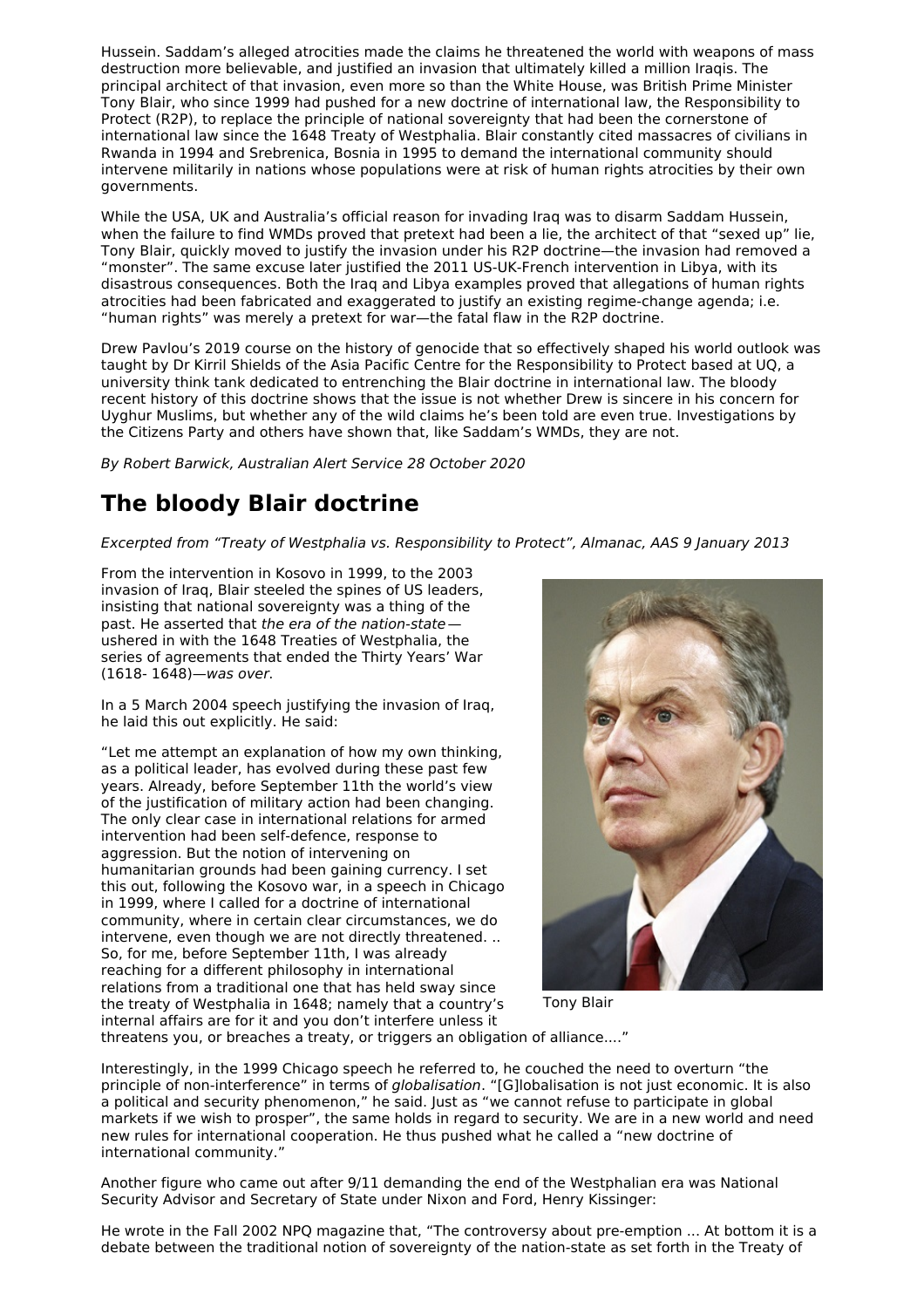Hussein. Saddam's alleged atrocities made the claims he threatened the world with weapons of mass destruction more believable, and justified an invasion that ultimately killed a million Iraqis. The principal architect of that invasion, even more so than the White House, was British Prime Minister Tony Blair, who since 1999 had pushed for a new doctrine of international law, the Responsibility to Protect (R2P), to replace the principle of national sovereignty that had been the cornerstone of international law since the 1648 Treaty of Westphalia. Blair constantly cited massacres of civilians in Rwanda in 1994 and Srebrenica, Bosnia in 1995 to demand the international community should intervene militarily in nations whose populations were at risk of human rights atrocities by their own governments.

While the USA, UK and Australia's official reason for invading Iraq was to disarm Saddam Hussein, when the failure to find WMDs proved that pretext had been a lie, the architect of that "sexed up" lie, Tony Blair, quickly moved to justify the invasion under his R2P doctrine—the invasion had removed a "monster". The same excuse later justified the 2011 US-UK-French intervention in Libya, with its disastrous consequences. Both the Iraq and Libya examples proved that allegations of human rights atrocities had been fabricated and exaggerated to justify an existing regime-change agenda; i.e. "human rights" was merely a pretext for war—the fatal flaw in the R2P doctrine.

Drew Pavlou's 2019 course on the history of genocide that so effectively shaped his world outlook was taught by Dr Kirril Shields of the Asia Pacific Centre for the Responsibility to Protect based at UQ, a university think tank dedicated to entrenching the Blair doctrine in international law. The bloody recent history of this doctrine shows that the issue is not whether Drew is sincere in his concern for Uyghur Muslims, but whether any of the wild claims he's been told are even true. Investigations by the Citizens Party and others have shown that, like Saddam's WMDs, they are not.

*By Robert Barwick, Australian Alert Service 28 October 2020*

## The bloody Blair doctrine

*Excerpted from "Treaty of Westphalia vs. Responsibility to Protect", Almanac, AAS 9 January 2013*

From the intervention in Kosovo in 1999, to the 2003 invasion of Iraq, Blair steeled the spines of US leaders, insisting that national sovereignty was a thing of the past. He asserted that *the era of the nation-state*—ushered in with the 1648 Treaties of Westphalia, the series of agreements that ended the Thirty Years' War (1618- 1648)—*was over*.

In a 5 March 2004 speech justifying the invasion of Iraq, he laid this out explicitly. He said:

"Let me attempt an explanation of how my own thinking, as a political leader, has evolved during these past few years. Already, before September 11th the world's view of the justification of military action had been changing. The only clear case in international relations for armed intervention had been self-defence, response to aggression. But the notion of intervening on humanitarian grounds had been gaining currency. I set this out, following the Kosovo war, in a speech in Chicago in 1999, where I called for a doctrine of international community, where in certain clear circumstances, we do intervene, even though we are not directly threatened. .. So, for me, before September 11th, I was already reaching for a different philosophy in international relations from a traditional one that has held sway since the treaty of Westphalia in 1648; namely that a country's internal affairs are for it and you don't interfere unless it threatens you, or breaches a treaty, or triggers an obligation of alliance...."

Tony Blair

Interestingly, in the 1999 Chicago speech he referred to, he couched the need to overturn "the principle of non-interference" in terms of *globalisation*. "[G]lobalisation is not just economic. It is also a political and security phenomenon," he said. Just as "we cannot refuse to participate in global markets if we wish to prosper", the same holds in regard to security. We are in a new world and need new rules for international cooperation. He thus pushed what he called a "new doctrine of international community."

Another figure who came out after 9/11 demanding the end of the Westphalian era was National Security Advisor and Secretary of State under Nixon and Ford, Henry Kissinger:

He wrote in the Fall 2002 NPQ magazine that, "The controversy about pre-emption ... At bottom it is a debate between the traditional notion of sovereignty of the nation-state as set forth in the Treaty of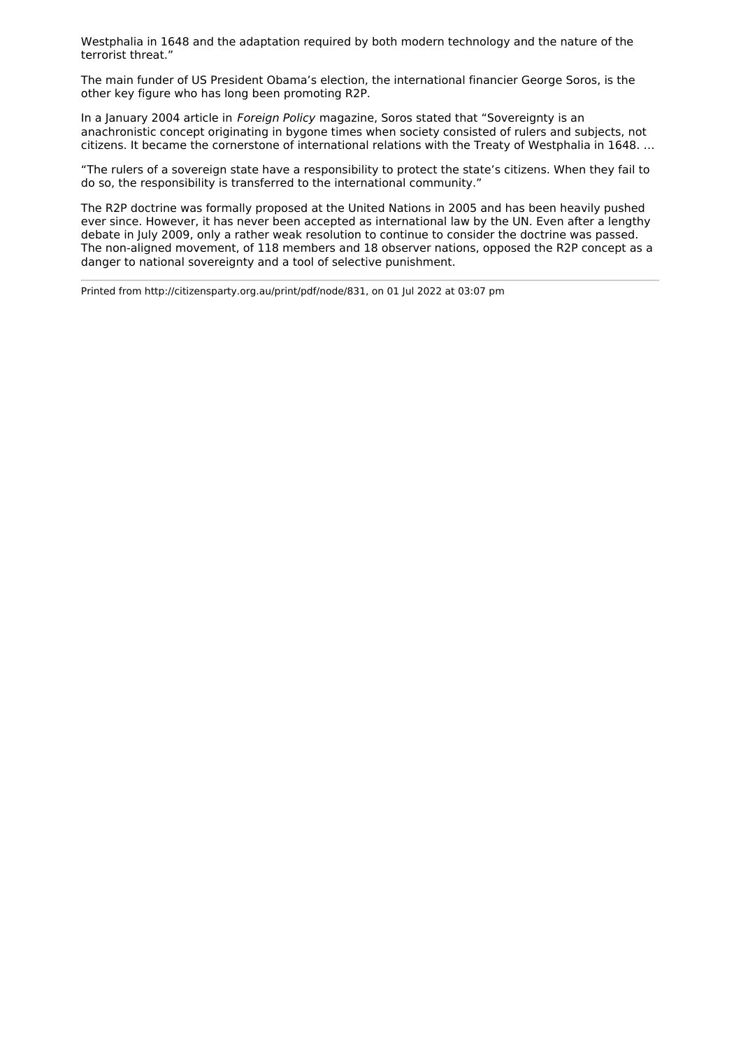Westphalia in 1648 and the adaptation required by both modern technology and the nature of the terrorist threat."

The main funder of US President Obama's election, the international financier George Soros, is the other key figure who has long been promoting R2P.

In a January 2004 article in *Foreign Policy* magazine, Soros stated that "Sovereignty is an anachronistic concept originating in bygone times when society consisted of rulers and subjects, not citizens. It became the cornerstone of international relations with the Treaty of Westphalia in 1648. …

"The rulers of a sovereign state have a responsibility to protect the state's citizens. When they fail to do so, the responsibility is transferred to the international community."

The R2P doctrine was formally proposed at the United Nations in 2005 and has been heavily pushed ever since. However, it has never been accepted as international law by the UN. Even after a lengthy debate in July 2009, only a rather weak resolution to continue to consider the doctrine was passed. The non-aligned movement, of 118 members and 18 observer nations, opposed the R2P concept as a danger to national sovereignty and a tool of selective punishment.